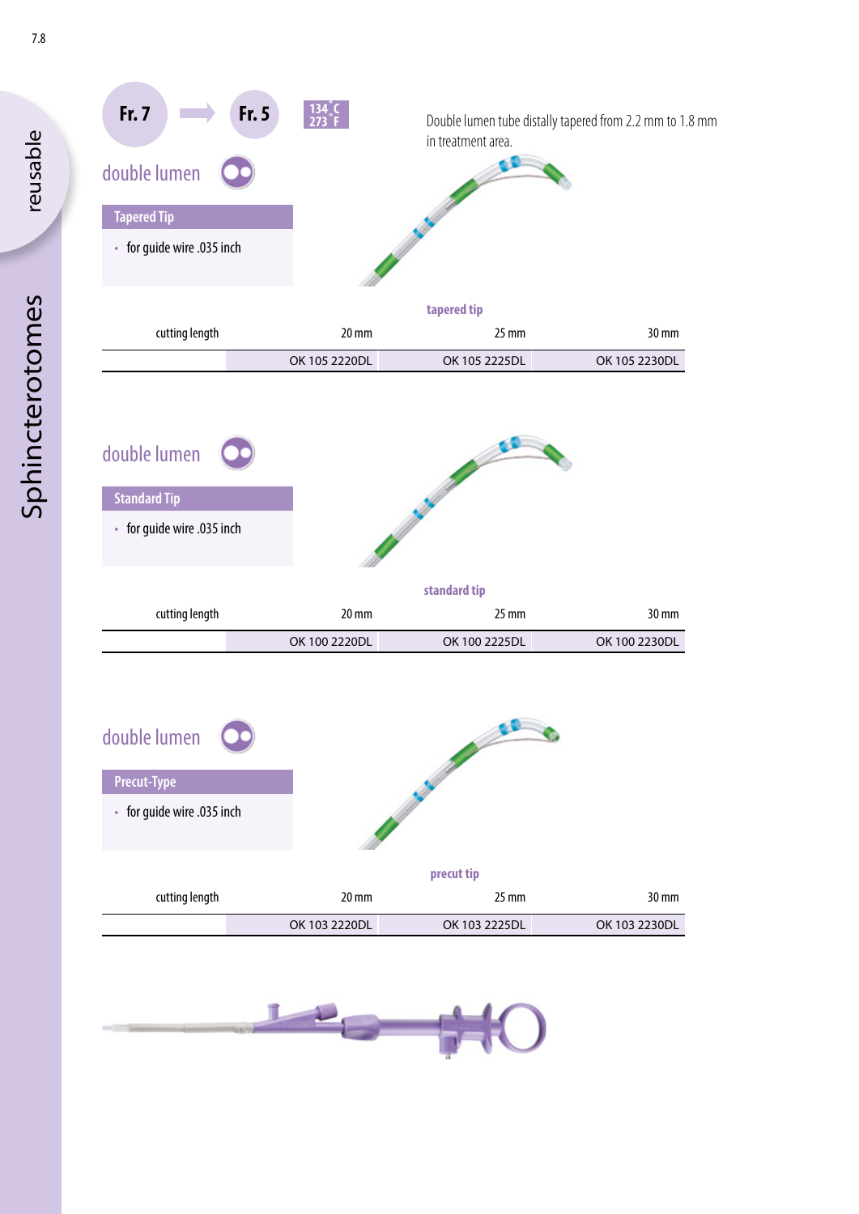reusable

Sphincterotomes

Fr. 7 → Fr. 5

134 °C
273 °F

Double lumen tube distally tapered from 2.2 mm to 1.8 mm in treatment area.

## double lumen

### Tapered Tip

- for guide wire .035 inch

**tapered tip**

| cutting length | 20 mm | 25 mm | 30 mm |
|---|---|---|---|
| | OK 105 2220DL | OK 105 2225DL | OK 105 2230DL |

## double lumen

### Standard Tip

- for guide wire .035 inch

**standard tip**

| cutting length | 20 mm | 25 mm | 30 mm |
|---|---|---|---|
| | OK 100 2220DL | OK 100 2225DL | OK 100 2230DL |

## double lumen

### Precut-Type

- for guide wire .035 inch

**precut tip**

| cutting length | 20 mm | 25 mm | 30 mm |
|---|---|---|---|
| | OK 103 2220DL | OK 103 2225DL | OK 103 2230DL |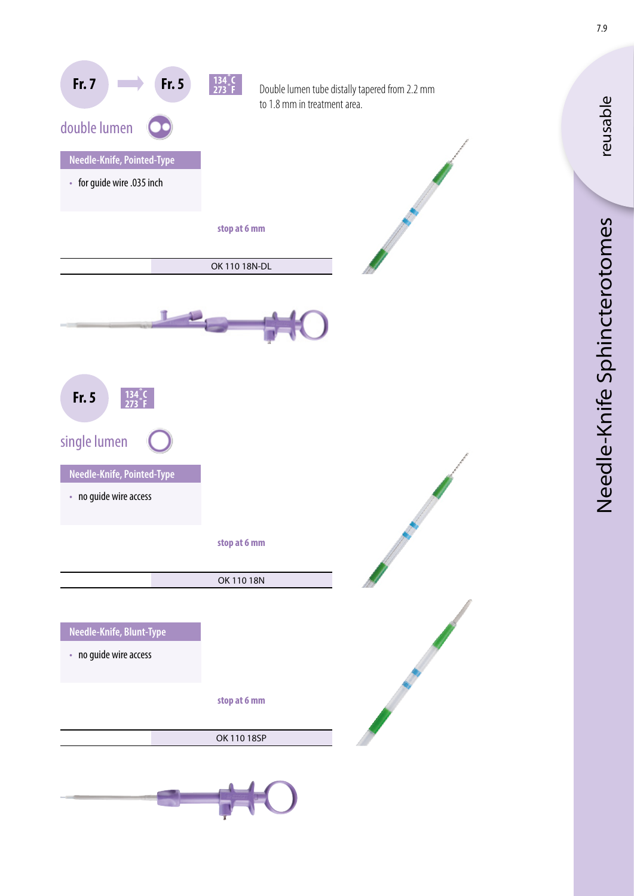# Needle-Knife Sphincterotomes

reusable

Fr. 7 → Fr. 5

134 °C
273 °F

Double lumen tube distally tapered from 2.2 mm to 1.8 mm in treatment area.

## double lumen

### Needle-Knife, Pointed-Type

- for guide wire .035 inch

**stop at 6 mm**

| | OK 110 18N-DL |
|---|---|

Fr. 5

134 °C
273 °F

## single lumen

### Needle-Knife, Pointed-Type

- no guide wire access

**stop at 6 mm**

| | OK 110 18N |
|---|---|

### Needle-Knife, Blunt-Type

- no guide wire access

**stop at 6 mm**

| | OK 110 18SP |
|---|---|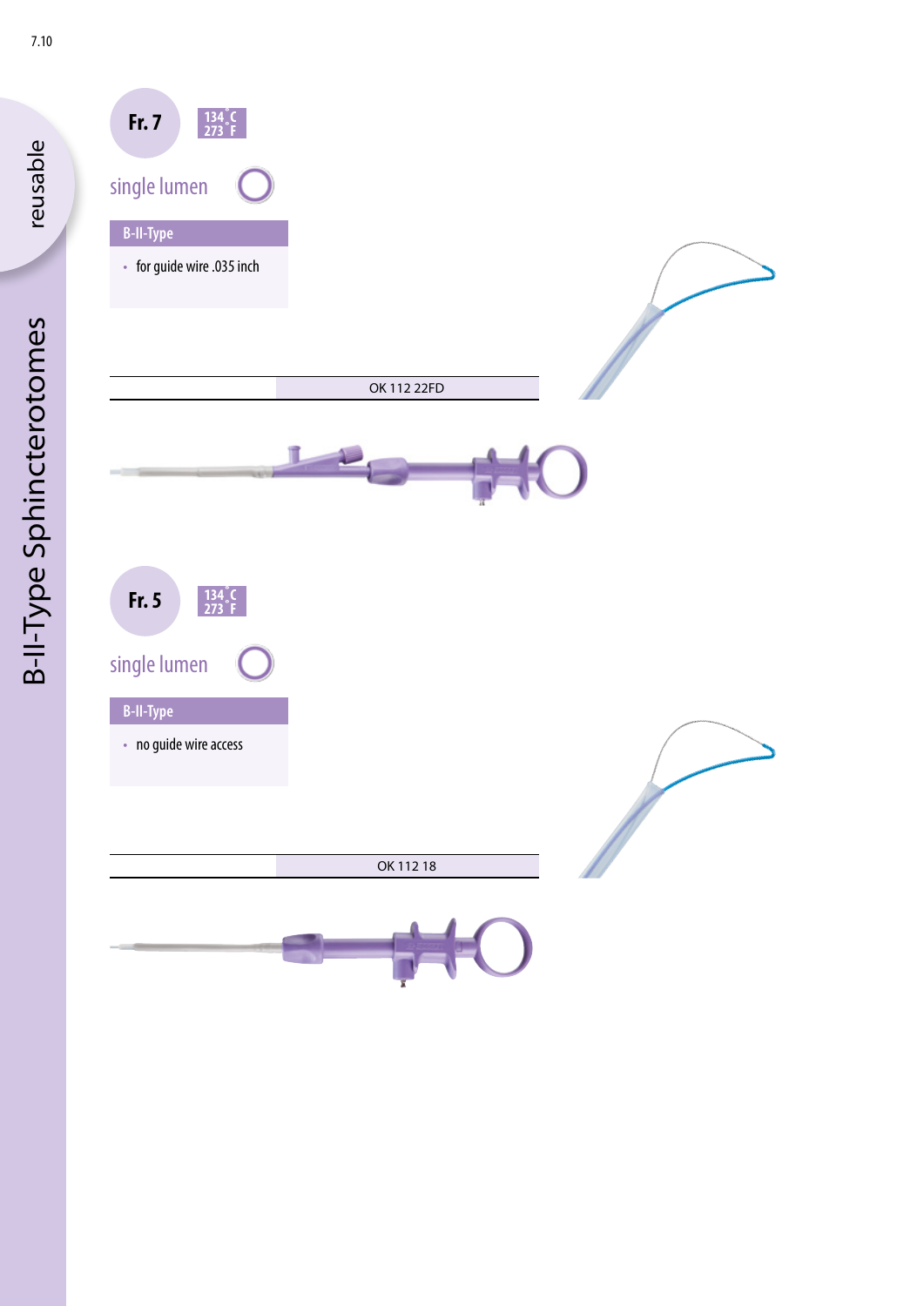# B-II-Type Sphincterotomes

reusable

## Fr. 7

134 °C
273 °F

single lumen

**B-II-Type**

- for guide wire .035 inch

| | |
|---|---|
| | OK 112 22FD |

## Fr. 5

134 °C
273 °F

single lumen

**B-II-Type**

- no guide wire access

| | |
|---|---|
| | OK 112 18 |